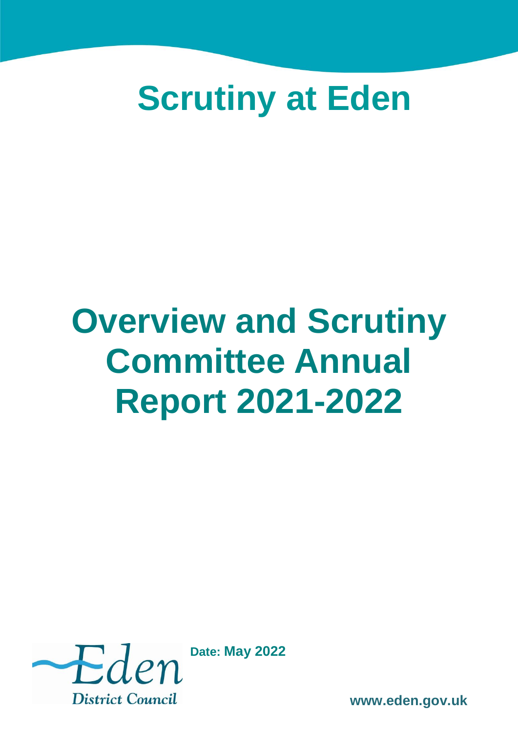# Scrutiny at Eden

# Overview and Scrutiny Committee Annual Report 2021-2022

Eden District Council

**Date: May 2022**

**www.eden.gov.uk**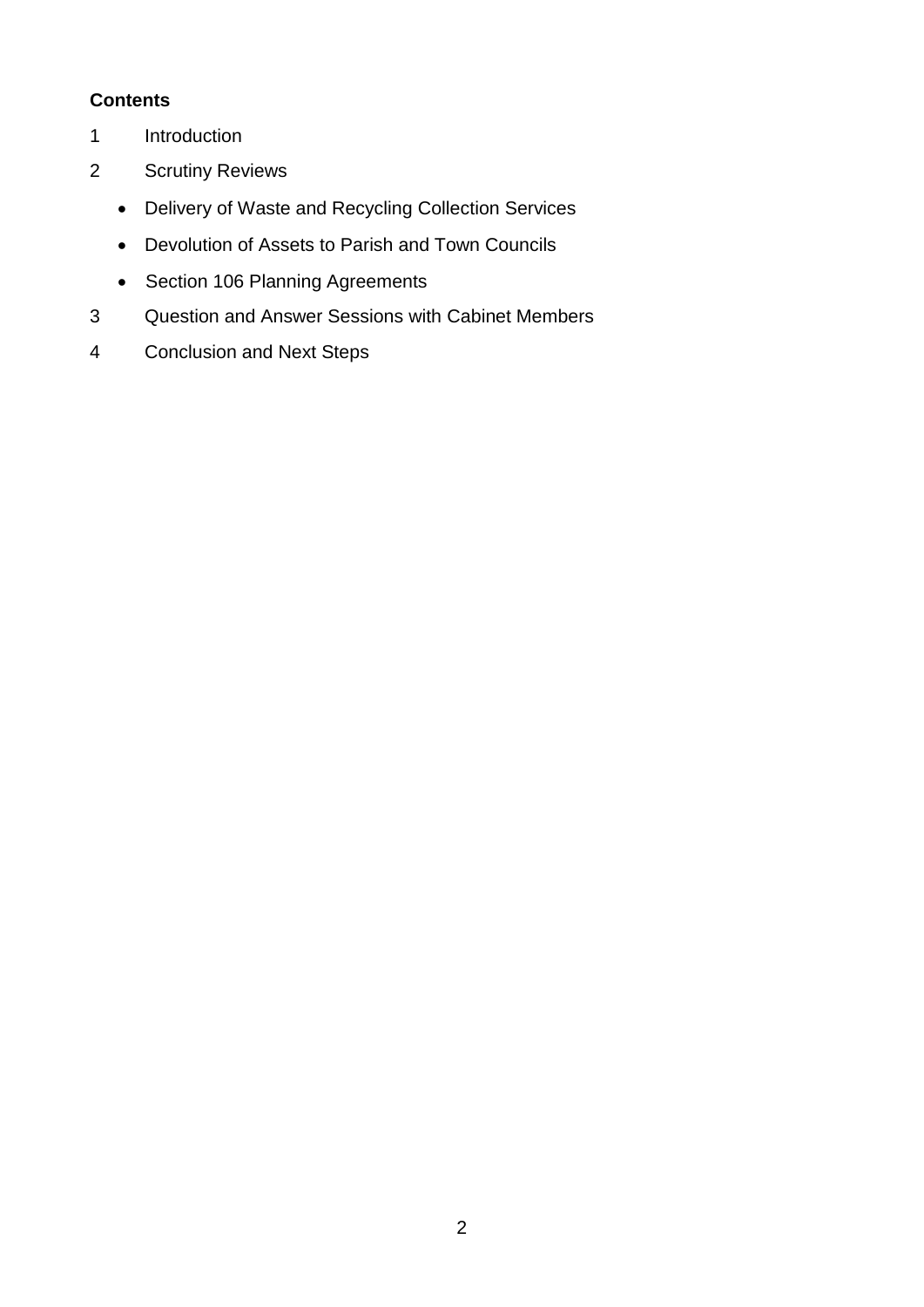**Contents**

1 Introduction

2 Scrutiny Reviews

- Delivery of Waste and Recycling Collection Services
- Devolution of Assets to Parish and Town Councils
- Section 106 Planning Agreements

3 Question and Answer Sessions with Cabinet Members

4 Conclusion and Next Steps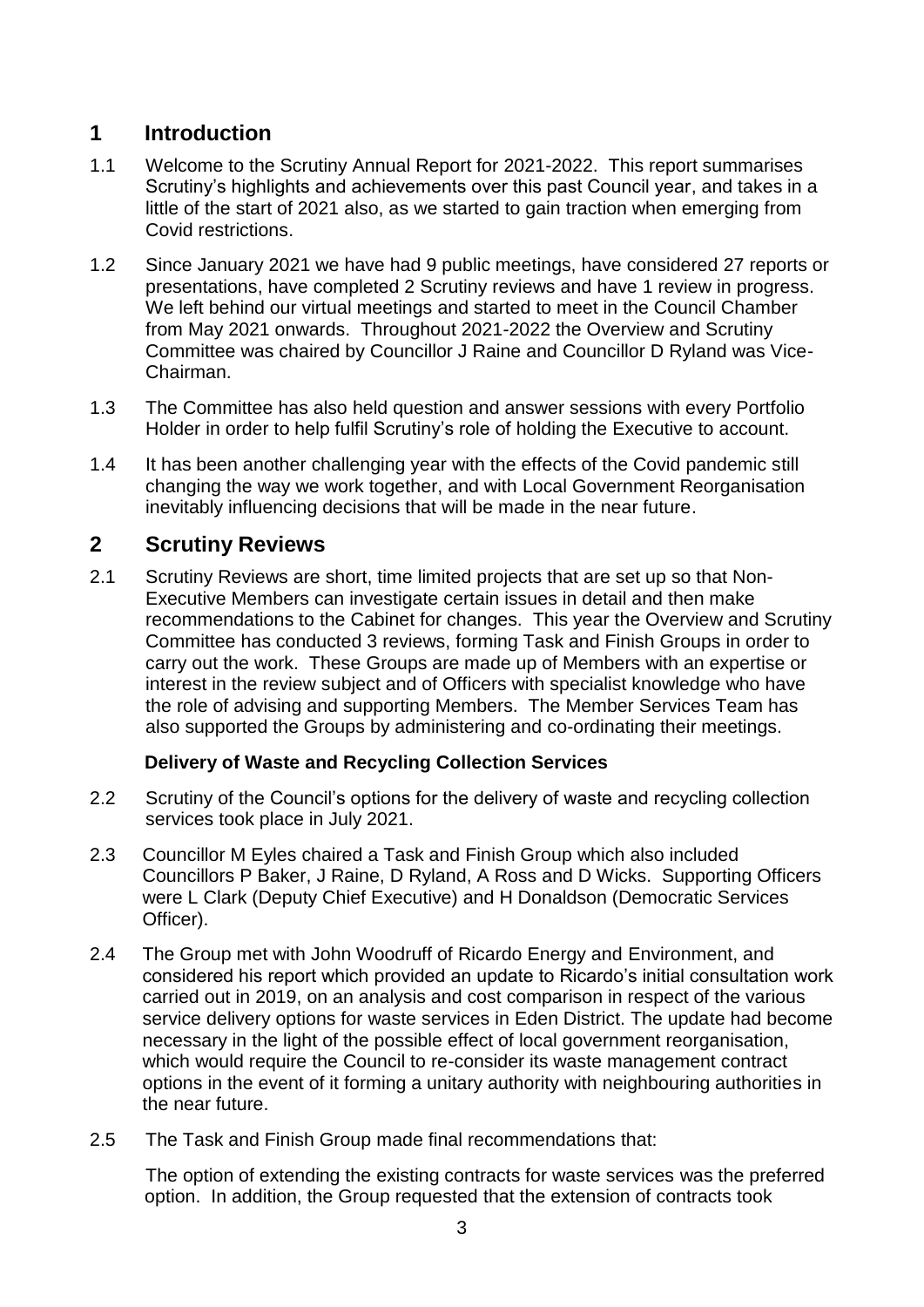## 1 Introduction

1.1 Welcome to the Scrutiny Annual Report for 2021-2022. This report summarises Scrutiny's highlights and achievements over this past Council year, and takes in a little of the start of 2021 also, as we started to gain traction when emerging from Covid restrictions.

1.2 Since January 2021 we have had 9 public meetings, have considered 27 reports or presentations, have completed 2 Scrutiny reviews and have 1 review in progress. We left behind our virtual meetings and started to meet in the Council Chamber from May 2021 onwards. Throughout 2021-2022 the Overview and Scrutiny Committee was chaired by Councillor J Raine and Councillor D Ryland was Vice-Chairman.

1.3 The Committee has also held question and answer sessions with every Portfolio Holder in order to help fulfil Scrutiny's role of holding the Executive to account.

1.4 It has been another challenging year with the effects of the Covid pandemic still changing the way we work together, and with Local Government Reorganisation inevitably influencing decisions that will be made in the near future.

## 2 Scrutiny Reviews

2.1 Scrutiny Reviews are short, time limited projects that are set up so that Non-Executive Members can investigate certain issues in detail and then make recommendations to the Cabinet for changes. This year the Overview and Scrutiny Committee has conducted 3 reviews, forming Task and Finish Groups in order to carry out the work. These Groups are made up of Members with an expertise or interest in the review subject and of Officers with specialist knowledge who have the role of advising and supporting Members. The Member Services Team has also supported the Groups by administering and co-ordinating their meetings.

**Delivery of Waste and Recycling Collection Services**

2.2 Scrutiny of the Council's options for the delivery of waste and recycling collection services took place in July 2021.

2.3 Councillor M Eyles chaired a Task and Finish Group which also included Councillors P Baker, J Raine, D Ryland, A Ross and D Wicks. Supporting Officers were L Clark (Deputy Chief Executive) and H Donaldson (Democratic Services Officer).

2.4 The Group met with John Woodruff of Ricardo Energy and Environment, and considered his report which provided an update to Ricardo's initial consultation work carried out in 2019, on an analysis and cost comparison in respect of the various service delivery options for waste services in Eden District. The update had become necessary in the light of the possible effect of local government reorganisation, which would require the Council to re-consider its waste management contract options in the event of it forming a unitary authority with neighbouring authorities in the near future.

2.5 The Task and Finish Group made final recommendations that:

The option of extending the existing contracts for waste services was the preferred option. In addition, the Group requested that the extension of contracts took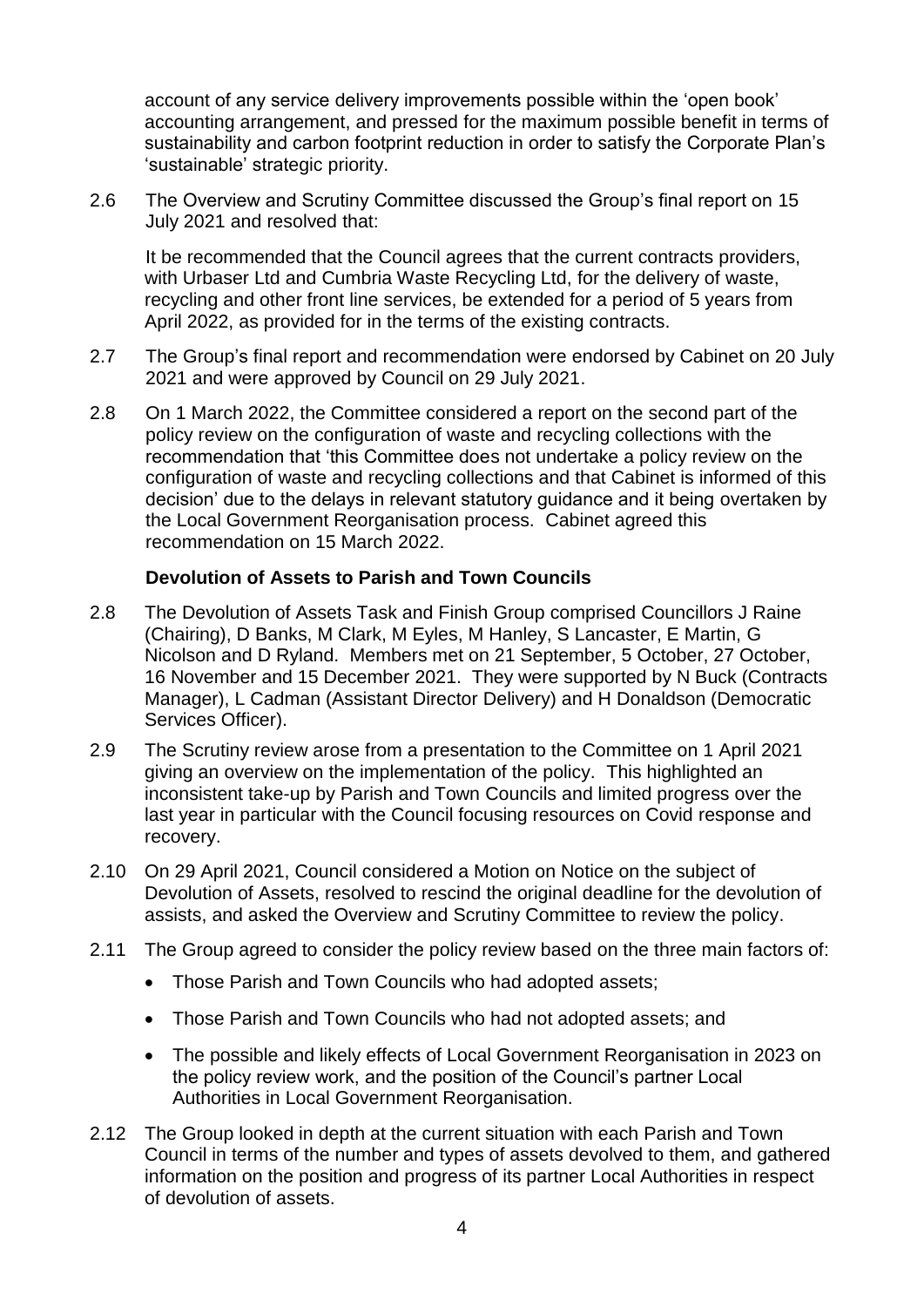account of any service delivery improvements possible within the 'open book' accounting arrangement, and pressed for the maximum possible benefit in terms of sustainability and carbon footprint reduction in order to satisfy the Corporate Plan's 'sustainable' strategic priority.

2.6 The Overview and Scrutiny Committee discussed the Group's final report on 15 July 2021 and resolved that:

It be recommended that the Council agrees that the current contracts providers, with Urbaser Ltd and Cumbria Waste Recycling Ltd, for the delivery of waste, recycling and other front line services, be extended for a period of 5 years from April 2022, as provided for in the terms of the existing contracts.

2.7 The Group's final report and recommendation were endorsed by Cabinet on 20 July 2021 and were approved by Council on 29 July 2021.

2.8 On 1 March 2022, the Committee considered a report on the second part of the policy review on the configuration of waste and recycling collections with the recommendation that 'this Committee does not undertake a policy review on the configuration of waste and recycling collections and that Cabinet is informed of this decision' due to the delays in relevant statutory guidance and it being overtaken by the Local Government Reorganisation process. Cabinet agreed this recommendation on 15 March 2022.

**Devolution of Assets to Parish and Town Councils**

2.8 The Devolution of Assets Task and Finish Group comprised Councillors J Raine (Chairing), D Banks, M Clark, M Eyles, M Hanley, S Lancaster, E Martin, G Nicolson and D Ryland. Members met on 21 September, 5 October, 27 October, 16 November and 15 December 2021. They were supported by N Buck (Contracts Manager), L Cadman (Assistant Director Delivery) and H Donaldson (Democratic Services Officer).

2.9 The Scrutiny review arose from a presentation to the Committee on 1 April 2021 giving an overview on the implementation of the policy. This highlighted an inconsistent take-up by Parish and Town Councils and limited progress over the last year in particular with the Council focusing resources on Covid response and recovery.

2.10 On 29 April 2021, Council considered a Motion on Notice on the subject of Devolution of Assets, resolved to rescind the original deadline for the devolution of assists, and asked the Overview and Scrutiny Committee to review the policy.

2.11 The Group agreed to consider the policy review based on the three main factors of:

- Those Parish and Town Councils who had adopted assets;
- Those Parish and Town Councils who had not adopted assets; and
- The possible and likely effects of Local Government Reorganisation in 2023 on the policy review work, and the position of the Council's partner Local Authorities in Local Government Reorganisation.

2.12 The Group looked in depth at the current situation with each Parish and Town Council in terms of the number and types of assets devolved to them, and gathered information on the position and progress of its partner Local Authorities in respect of devolution of assets.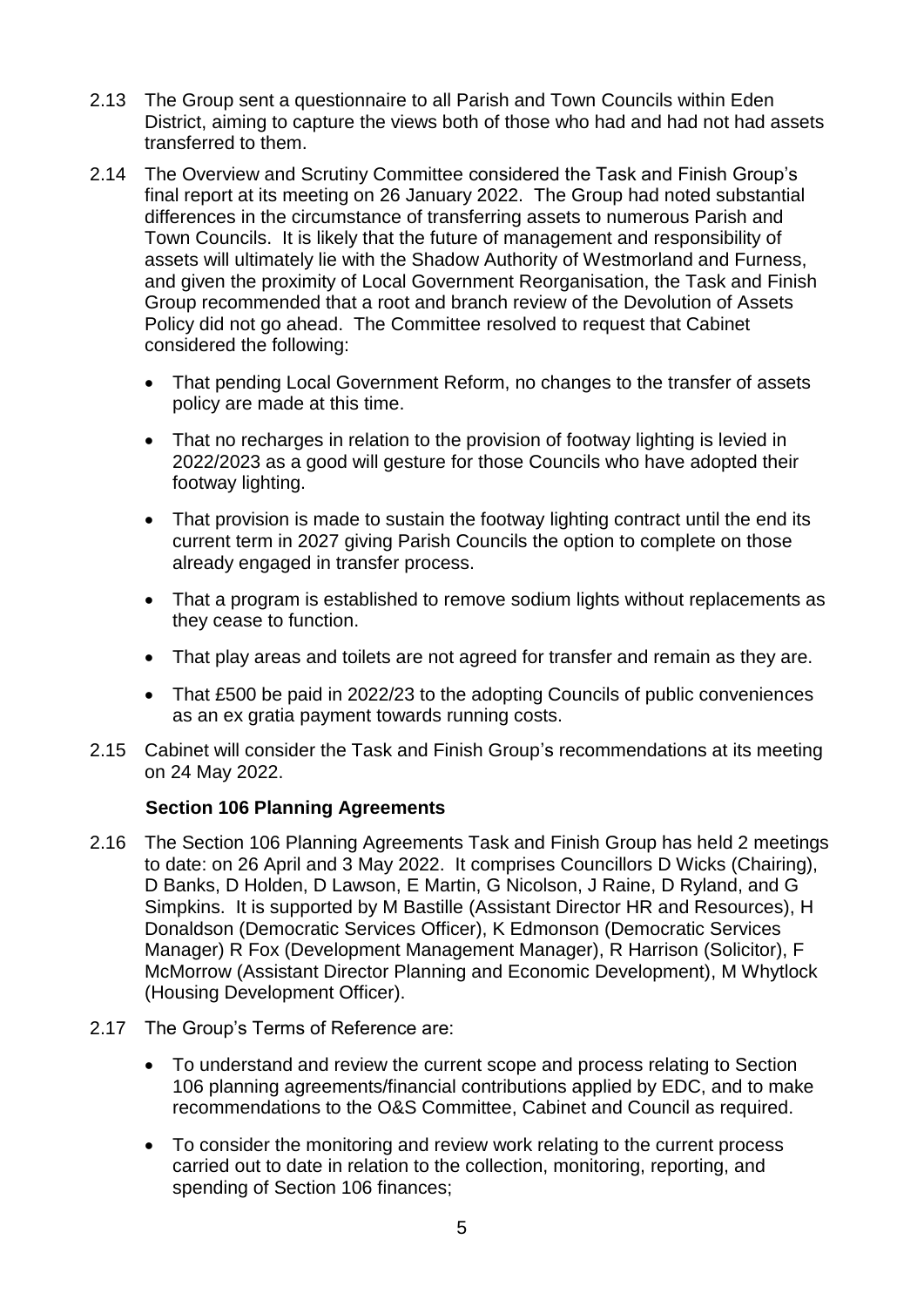2.13 The Group sent a questionnaire to all Parish and Town Councils within Eden District, aiming to capture the views both of those who had and had not had assets transferred to them.

2.14 The Overview and Scrutiny Committee considered the Task and Finish Group's final report at its meeting on 26 January 2022. The Group had noted substantial differences in the circumstance of transferring assets to numerous Parish and Town Councils. It is likely that the future of management and responsibility of assets will ultimately lie with the Shadow Authority of Westmorland and Furness, and given the proximity of Local Government Reorganisation, the Task and Finish Group recommended that a root and branch review of the Devolution of Assets Policy did not go ahead. The Committee resolved to request that Cabinet considered the following:

- That pending Local Government Reform, no changes to the transfer of assets policy are made at this time.
- That no recharges in relation to the provision of footway lighting is levied in 2022/2023 as a good will gesture for those Councils who have adopted their footway lighting.
- That provision is made to sustain the footway lighting contract until the end its current term in 2027 giving Parish Councils the option to complete on those already engaged in transfer process.
- That a program is established to remove sodium lights without replacements as they cease to function.
- That play areas and toilets are not agreed for transfer and remain as they are.
- That £500 be paid in 2022/23 to the adopting Councils of public conveniences as an ex gratia payment towards running costs.

2.15 Cabinet will consider the Task and Finish Group's recommendations at its meeting on 24 May 2022.

**Section 106 Planning Agreements**

2.16 The Section 106 Planning Agreements Task and Finish Group has held 2 meetings to date: on 26 April and 3 May 2022. It comprises Councillors D Wicks (Chairing), D Banks, D Holden, D Lawson, E Martin, G Nicolson, J Raine, D Ryland, and G Simpkins. It is supported by M Bastille (Assistant Director HR and Resources), H Donaldson (Democratic Services Officer), K Edmonson (Democratic Services Manager) R Fox (Development Management Manager), R Harrison (Solicitor), F McMorrow (Assistant Director Planning and Economic Development), M Whytlock (Housing Development Officer).

2.17 The Group's Terms of Reference are:

- To understand and review the current scope and process relating to Section 106 planning agreements/financial contributions applied by EDC, and to make recommendations to the O&S Committee, Cabinet and Council as required.
- To consider the monitoring and review work relating to the current process carried out to date in relation to the collection, monitoring, reporting, and spending of Section 106 finances;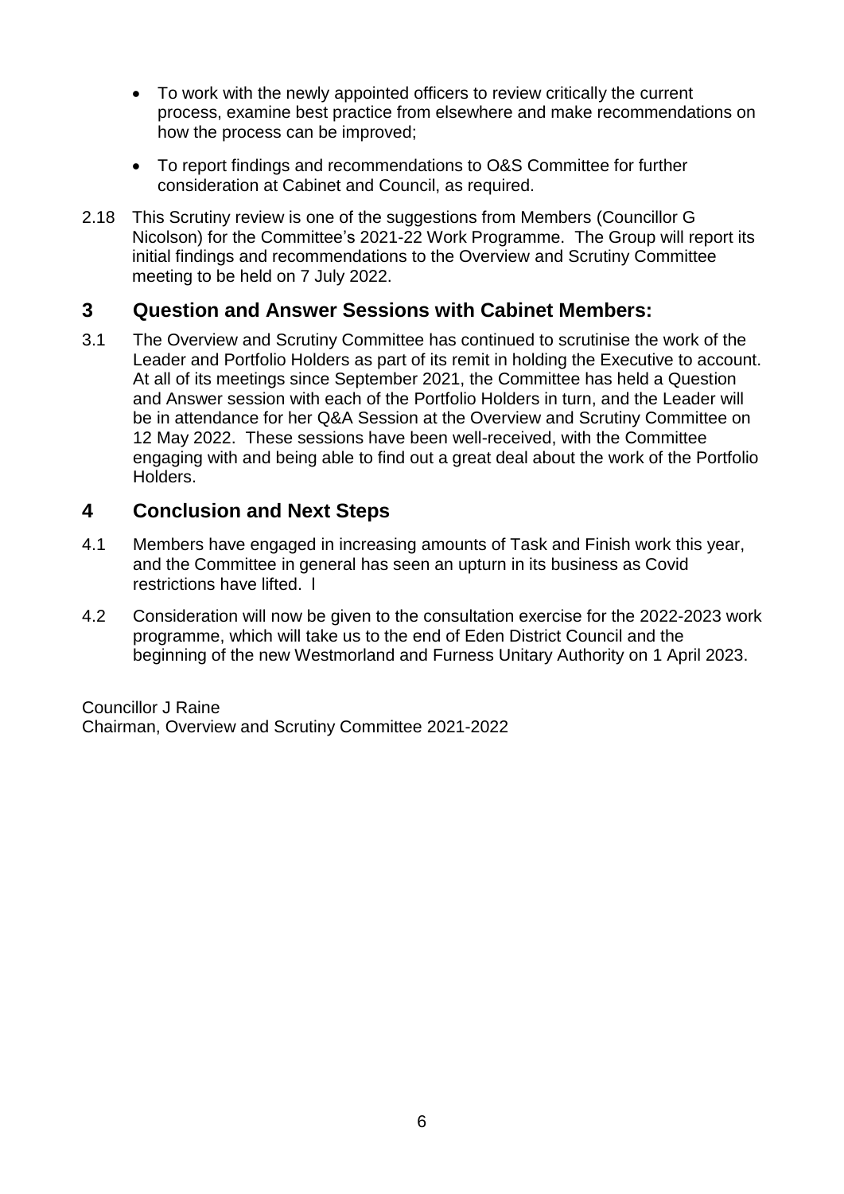- To work with the newly appointed officers to review critically the current process, examine best practice from elsewhere and make recommendations on how the process can be improved;
- To report findings and recommendations to O&S Committee for further consideration at Cabinet and Council, as required.

2.18 This Scrutiny review is one of the suggestions from Members (Councillor G Nicolson) for the Committee's 2021-22 Work Programme. The Group will report its initial findings and recommendations to the Overview and Scrutiny Committee meeting to be held on 7 July 2022.

## 3 Question and Answer Sessions with Cabinet Members:

3.1 The Overview and Scrutiny Committee has continued to scrutinise the work of the Leader and Portfolio Holders as part of its remit in holding the Executive to account. At all of its meetings since September 2021, the Committee has held a Question and Answer session with each of the Portfolio Holders in turn, and the Leader will be in attendance for her Q&A Session at the Overview and Scrutiny Committee on 12 May 2022. These sessions have been well-received, with the Committee engaging with and being able to find out a great deal about the work of the Portfolio Holders.

## 4 Conclusion and Next Steps

4.1 Members have engaged in increasing amounts of Task and Finish work this year, and the Committee in general has seen an upturn in its business as Covid restrictions have lifted. l

4.2 Consideration will now be given to the consultation exercise for the 2022-2023 work programme, which will take us to the end of Eden District Council and the beginning of the new Westmorland and Furness Unitary Authority on 1 April 2023.

Councillor J Raine
Chairman, Overview and Scrutiny Committee 2021-2022